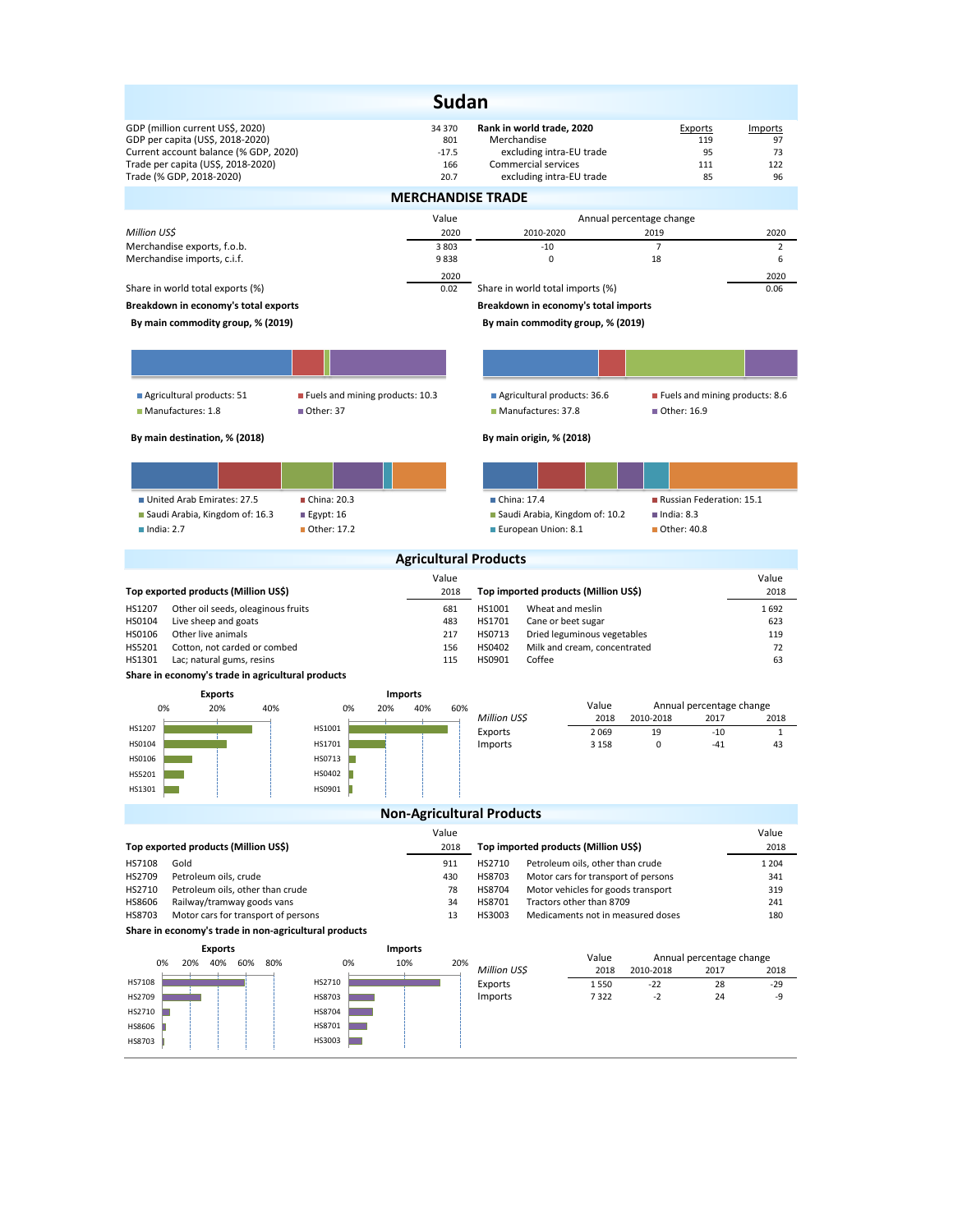# Sudan

| | | Rank in world trade, 2020 | Exports | Imports |
|---|---|---|---|---|
| GDP (million current US$, 2020) | 34 370 | Merchandise | 119 | 97 |
| GDP per capita (US$, 2018-2020) | 801 | excluding intra-EU trade | 95 | 73 |
| Current account balance (% GDP, 2020) | -17.5 | Commercial services | 111 | 122 |
| Trade per capita (US$, 2018-2020) | 166 | excluding intra-EU trade | 85 | 96 |
| Trade (% GDP, 2018-2020) | 20.7 | | | |

## MERCHANDISE TRADE

| Million US$ | Value 2020 | Annual percentage change 2010-2020 | 2019 | 2020 |
|---|---|---|---|---|
| Merchandise exports, f.o.b. | 3 803 | -10 | 7 | 2 |
| Merchandise imports, c.i.f. | 9 838 | 0 | 18 | 6 |

| | 2020 | | 2020 |
|---|---|---|---|
| Share in world total exports (%) | 0.02 | Share in world total imports (%) | 0.06 |

**Breakdown in economy's total exports**

**By main commodity group, % (2019)**

- Agricultural products: 51
- Fuels and mining products: 10.3
- Manufactures: 1.8
- Other: 37

**By main destination, % (2018)**

- United Arab Emirates: 27.5
- China: 20.3
- Saudi Arabia, Kingdom of: 16.3
- Egypt: 16
- India: 2.7
- Other: 17.2

**Breakdown in economy's total imports**

**By main commodity group, % (2019)**

- Agricultural products: 36.6
- Fuels and mining products: 8.6
- Manufactures: 37.8
- Other: 16.9

**By main origin, % (2018)**

- China: 17.4
- Russian Federation: 15.1
- Saudi Arabia, Kingdom of: 10.2
- India: 8.3
- European Union: 8.1
- Other: 40.8

## Agricultural Products

| Top exported products (Million US$) | | Value 2018 |
|---|---|---|
| HS1207 | Other oil seeds, oleaginous fruits | 681 |
| HS0104 | Live sheep and goats | 483 |
| HS0106 | Other live animals | 217 |
| HS5201 | Cotton, not carded or combed | 156 |
| HS1301 | Lac; natural gums, resins | 115 |

| Top imported products (Million US$) | | Value 2018 |
|---|---|---|
| HS1001 | Wheat and meslin | 1 692 |
| HS1701 | Cane or beet sugar | 623 |
| HS0713 | Dried leguminous vegetables | 119 |
| HS0402 | Milk and cream, concentrated | 72 |
| HS0901 | Coffee | 63 |

**Share in economy's trade in agricultural products**

| Million US$ | Value 2018 | Annual percentage change 2010-2018 | 2017 | 2018 |
|---|---|---|---|---|
| Exports | 2 069 | 19 | -10 | 1 |
| Imports | 3 158 | 0 | -41 | 43 |

## Non-Agricultural Products

| Top exported products (Million US$) | | Value 2018 |
|---|---|---|
| HS7108 | Gold | 911 |
| HS2709 | Petroleum oils, crude | 430 |
| HS2710 | Petroleum oils, other than crude | 78 |
| HS8606 | Railway/tramway goods vans | 34 |
| HS8703 | Motor cars for transport of persons | 13 |

| Top imported products (Million US$) | | Value 2018 |
|---|---|---|
| HS2710 | Petroleum oils, other than crude | 1 204 |
| HS8703 | Motor cars for transport of persons | 341 |
| HS8704 | Motor vehicles for goods transport | 319 |
| HS8701 | Tractors other than 8709 | 241 |
| HS3003 | Medicaments not in measured doses | 180 |

**Share in economy's trade in non-agricultural products**

| Million US$ | Value 2018 | Annual percentage change 2010-2018 | 2017 | 2018 |
|---|---|---|---|---|
| Exports | 1 550 | -22 | 28 | -29 |
| Imports | 7 322 | -2 | 24 | -9 |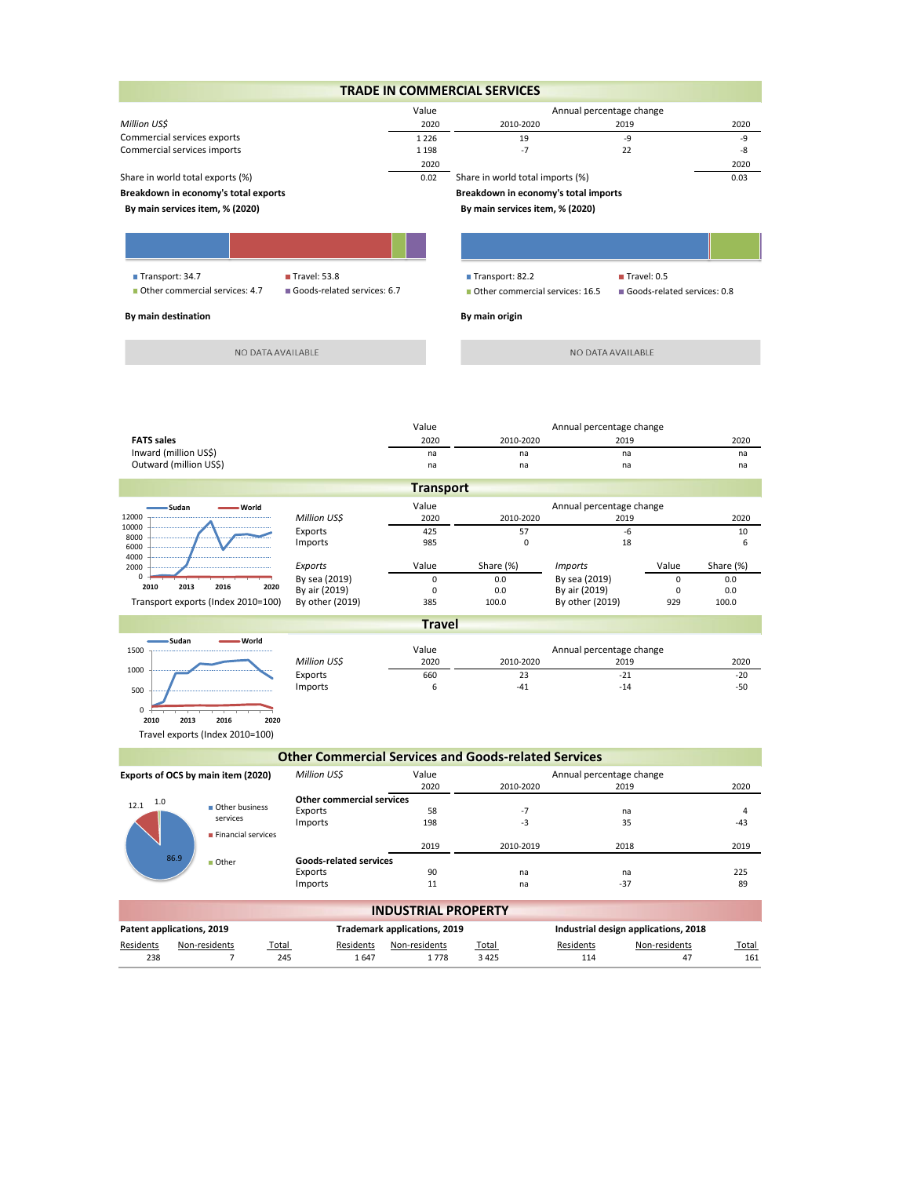## TRADE IN COMMERCIAL SERVICES

| Million US$ | Value 2020 | Annual percentage change 2010-2020 | 2019 | 2020 |
|---|---|---|---|---|
| Commercial services exports | 1 226 | 19 | -9 | -9 |
| Commercial services imports | 1 198 | -7 | 22 | -8 |

| | 2020 | | 2020 |
|---|---|---|---|
| Share in world total exports (%) | 0.02 | Share in world total imports (%) | 0.03 |

**Breakdown in economy's total exports**

**By main services item, % (2020)**

Transport: 34.7
Travel: 53.8
Other commercial services: 4.7
Goods-related services: 6.7

**Breakdown in economy's total imports**

**By main services item, % (2020)**

Transport: 82.2
Travel: 0.5
Other commercial services: 16.5
Goods-related services: 0.8

**By main destination**

NO DATA AVAILABLE

**By main origin**

NO DATA AVAILABLE

| FATS sales | Value 2020 | Annual percentage change 2010-2020 | 2019 | 2020 |
|---|---|---|---|---|
| Inward (million US$) | na | na | na | na |
| Outward (million US$) | na | na | na | na |

## Transport

Sudan
World
12000
10000
8000
6000
4000
2000
0
2010 2013 2016 2020
Transport exports (Index 2010=100)

| Million US$ | Value 2020 | Annual percentage change 2010-2020 | 2019 | 2020 |
|---|---|---|---|---|
| Exports | 425 | 57 | -6 | 10 |
| Imports | 985 | 0 | 18 | 6 |

| Exports | Value | Share (%) | Imports | Value | Share (%) |
|---|---|---|---|---|---|
| By sea (2019) | 0 | 0.0 | By sea (2019) | 0 | 0.0 |
| By air (2019) | 0 | 0.0 | By air (2019) | 0 | 0.0 |
| By other (2019) | 385 | 100.0 | By other (2019) | 929 | 100.0 |

## Travel

Sudan
World
1500
1000
500
0
2010 2013 2016 2020
Travel exports (Index 2010=100)

| Million US$ | Value 2020 | Annual percentage change 2010-2020 | 2019 | 2020 |
|---|---|---|---|---|
| Exports | 660 | 23 | -21 | -20 |
| Imports | 6 | -41 | -14 | -50 |

## Other Commercial Services and Goods-related Services

**Exports of OCS by main item (2020)**

12.1
1.0
86.9
Other business services
Financial services
Other

| Million US$ | Value 2020 | Annual percentage change 2010-2020 | 2019 | 2020 |
|---|---|---|---|---|
| **Other commercial services** | | | | |
| Exports | 58 | -7 | na | 4 |
| Imports | 198 | -3 | 35 | -43 |
| | 2019 | 2010-2019 | 2018 | 2019 |
| **Goods-related services** | | | | |
| Exports | 90 | na | na | 225 |
| Imports | 11 | na | -37 | 89 |

## INDUSTRIAL PROPERTY

| Patent applications, 2019 | | | Trademark applications, 2019 | | | Industrial design applications, 2018 | | |
|---|---|---|---|---|---|---|---|---|
| Residents | Non-residents | Total | Residents | Non-residents | Total | Residents | Non-residents | Total |
| 238 | 7 | 245 | 1 647 | 1 778 | 3 425 | 114 | 47 | 161 |